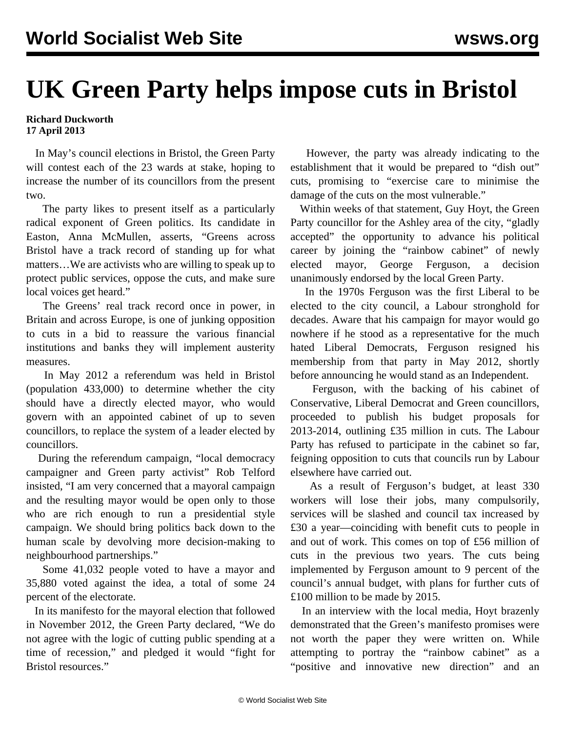# UK Green Party helps impose cuts in Bristol

**Richard Duckworth**
**17 April 2013**

In May's council elections in Bristol, the Green Party will contest each of the 23 wards at stake, hoping to increase the number of its councillors from the present two.

The party likes to present itself as a particularly radical exponent of Green politics. Its candidate in Easton, Anna McMullen, asserts, "Greens across Bristol have a track record of standing up for what matters…We are activists who are willing to speak up to protect public services, oppose the cuts, and make sure local voices get heard."

The Greens' real track record once in power, in Britain and across Europe, is one of junking opposition to cuts in a bid to reassure the various financial institutions and banks they will implement austerity measures.

In May 2012 a referendum was held in Bristol (population 433,000) to determine whether the city should have a directly elected mayor, who would govern with an appointed cabinet of up to seven councillors, to replace the system of a leader elected by councillors.

During the referendum campaign, "local democracy campaigner and Green party activist" Rob Telford insisted, "I am very concerned that a mayoral campaign and the resulting mayor would be open only to those who are rich enough to run a presidential style campaign. We should bring politics back down to the human scale by devolving more decision-making to neighbourhood partnerships."

Some 41,032 people voted to have a mayor and 35,880 voted against the idea, a total of some 24 percent of the electorate.

In its manifesto for the mayoral election that followed in November 2012, the Green Party declared, "We do not agree with the logic of cutting public spending at a time of recession," and pledged it would "fight for Bristol resources."

However, the party was already indicating to the establishment that it would be prepared to "dish out" cuts, promising to "exercise care to minimise the damage of the cuts on the most vulnerable."

Within weeks of that statement, Guy Hoyt, the Green Party councillor for the Ashley area of the city, "gladly accepted" the opportunity to advance his political career by joining the "rainbow cabinet" of newly elected mayor, George Ferguson, a decision unanimously endorsed by the local Green Party.

In the 1970s Ferguson was the first Liberal to be elected to the city council, a Labour stronghold for decades. Aware that his campaign for mayor would go nowhere if he stood as a representative for the much hated Liberal Democrats, Ferguson resigned his membership from that party in May 2012, shortly before announcing he would stand as an Independent.

Ferguson, with the backing of his cabinet of Conservative, Liberal Democrat and Green councillors, proceeded to publish his budget proposals for 2013-2014, outlining £35 million in cuts. The Labour Party has refused to participate in the cabinet so far, feigning opposition to cuts that councils run by Labour elsewhere have carried out.

As a result of Ferguson's budget, at least 330 workers will lose their jobs, many compulsorily, services will be slashed and council tax increased by £30 a year—coinciding with benefit cuts to people in and out of work. This comes on top of £56 million of cuts in the previous two years. The cuts being implemented by Ferguson amount to 9 percent of the council's annual budget, with plans for further cuts of £100 million to be made by 2015.

In an interview with the local media, Hoyt brazenly demonstrated that the Green's manifesto promises were not worth the paper they were written on. While attempting to portray the "rainbow cabinet" as a "positive and innovative new direction" and an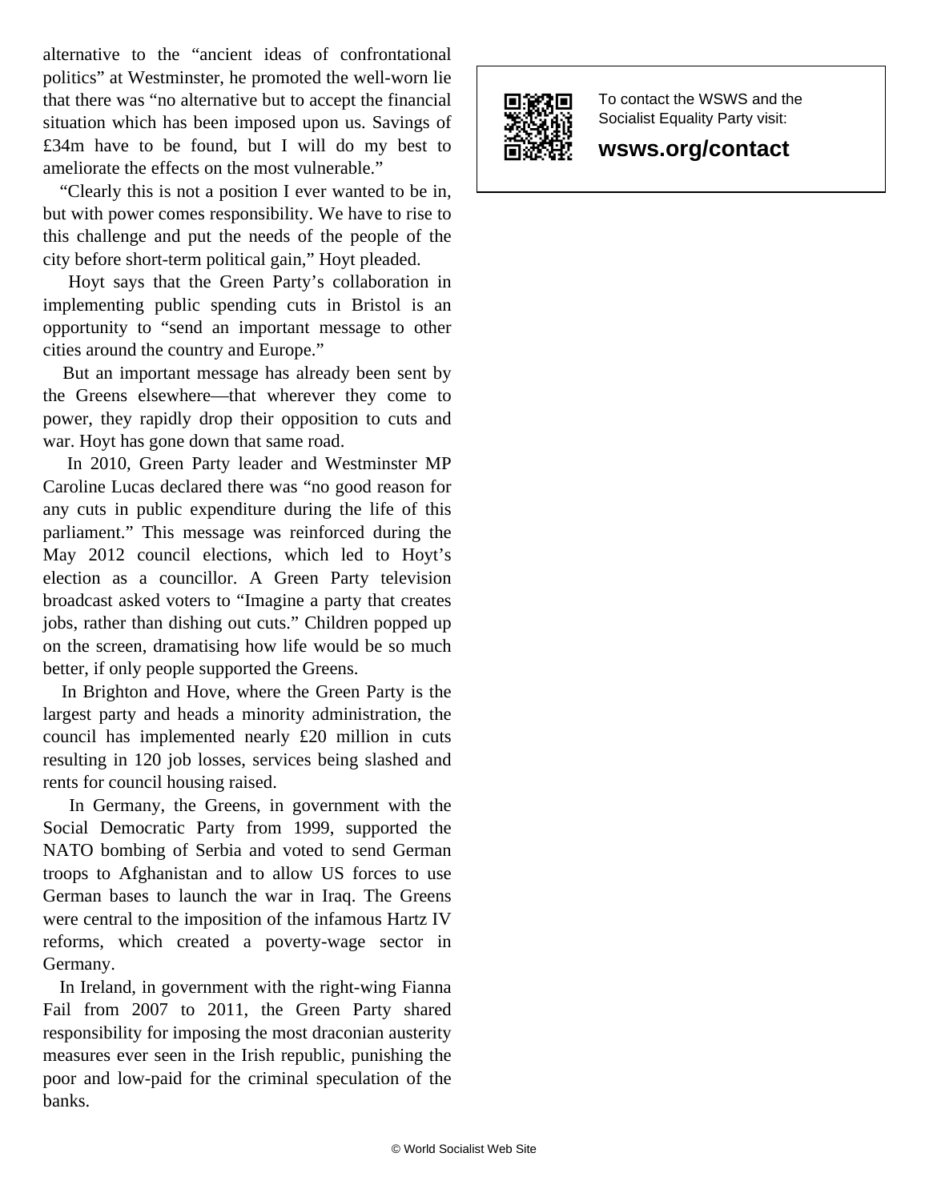alternative to the "ancient ideas of confrontational politics" at Westminster, he promoted the well-worn lie that there was "no alternative but to accept the financial situation which has been imposed upon us. Savings of £34m have to be found, but I will do my best to ameliorate the effects on the most vulnerable."

"Clearly this is not a position I ever wanted to be in, but with power comes responsibility. We have to rise to this challenge and put the needs of the people of the city before short-term political gain," Hoyt pleaded.

Hoyt says that the Green Party's collaboration in implementing public spending cuts in Bristol is an opportunity to "send an important message to other cities around the country and Europe."

But an important message has already been sent by the Greens elsewhere—that wherever they come to power, they rapidly drop their opposition to cuts and war. Hoyt has gone down that same road.

In 2010, Green Party leader and Westminster MP Caroline Lucas declared there was "no good reason for any cuts in public expenditure during the life of this parliament." This message was reinforced during the May 2012 council elections, which led to Hoyt's election as a councillor. A Green Party television broadcast asked voters to "Imagine a party that creates jobs, rather than dishing out cuts." Children popped up on the screen, dramatising how life would be so much better, if only people supported the Greens.

In Brighton and Hove, where the Green Party is the largest party and heads a minority administration, the council has implemented nearly £20 million in cuts resulting in 120 job losses, services being slashed and rents for council housing raised.

In Germany, the Greens, in government with the Social Democratic Party from 1999, supported the NATO bombing of Serbia and voted to send German troops to Afghanistan and to allow US forces to use German bases to launch the war in Iraq. The Greens were central to the imposition of the infamous Hartz IV reforms, which created a poverty-wage sector in Germany.

In Ireland, in government with the right-wing Fianna Fail from 2007 to 2011, the Green Party shared responsibility for imposing the most draconian austerity measures ever seen in the Irish republic, punishing the poor and low-paid for the criminal speculation of the banks.

To contact the WSWS and the Socialist Equality Party visit:

**wsws.org/contact**